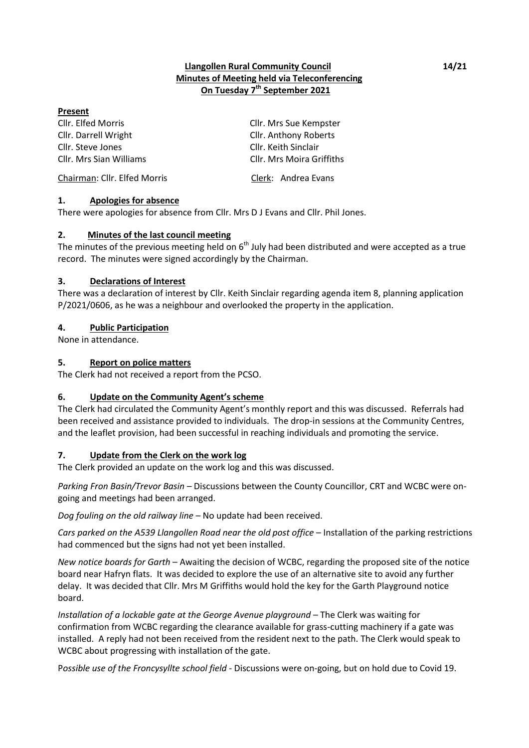**Llangollen Rural Community Council**
**Minutes of Meeting held via Teleconferencing**
**On Tuesday 7th September 2021**

14/21

**Present**

| | |
|---|---|
| Cllr. Elfed Morris | Cllr. Mrs Sue Kempster |
| Cllr. Darrell Wright | Cllr. Anthony Roberts |
| Cllr. Steve Jones | Cllr. Keith Sinclair |
| Cllr. Mrs Sian Williams | Cllr. Mrs Moira Griffiths |

Chairman: Cllr. Elfed Morris    Clerk: Andrea Evans

## 1. Apologies for absence

There were apologies for absence from Cllr. Mrs D J Evans and Cllr. Phil Jones.

## 2. Minutes of the last council meeting

The minutes of the previous meeting held on 6th July had been distributed and were accepted as a true record. The minutes were signed accordingly by the Chairman.

## 3. Declarations of Interest

There was a declaration of interest by Cllr. Keith Sinclair regarding agenda item 8, planning application P/2021/0606, as he was a neighbour and overlooked the property in the application.

## 4. Public Participation

None in attendance.

## 5. Report on police matters

The Clerk had not received a report from the PCSO.

## 6. Update on the Community Agent's scheme

The Clerk had circulated the Community Agent's monthly report and this was discussed. Referrals had been received and assistance provided to individuals. The drop-in sessions at the Community Centres, and the leaflet provision, had been successful in reaching individuals and promoting the service.

## 7. Update from the Clerk on the work log

The Clerk provided an update on the work log and this was discussed.

*Parking Fron Basin/Trevor Basin* – Discussions between the County Councillor, CRT and WCBC were on-going and meetings had been arranged.

*Dog fouling on the old railway line* – No update had been received.

*Cars parked on the A539 Llangollen Road near the old post office* – Installation of the parking restrictions had commenced but the signs had not yet been installed.

*New notice boards for Garth* – Awaiting the decision of WCBC, regarding the proposed site of the notice board near Hafryn flats. It was decided to explore the use of an alternative site to avoid any further delay. It was decided that Cllr. Mrs M Griffiths would hold the key for the Garth Playground notice board.

*Installation of a lockable gate at the George Avenue playground* – The Clerk was waiting for confirmation from WCBC regarding the clearance available for grass-cutting machinery if a gate was installed. A reply had not been received from the resident next to the path. The Clerk would speak to WCBC about progressing with installation of the gate.

*Possible use of the Froncysyllte school field* - Discussions were on-going, but on hold due to Covid 19.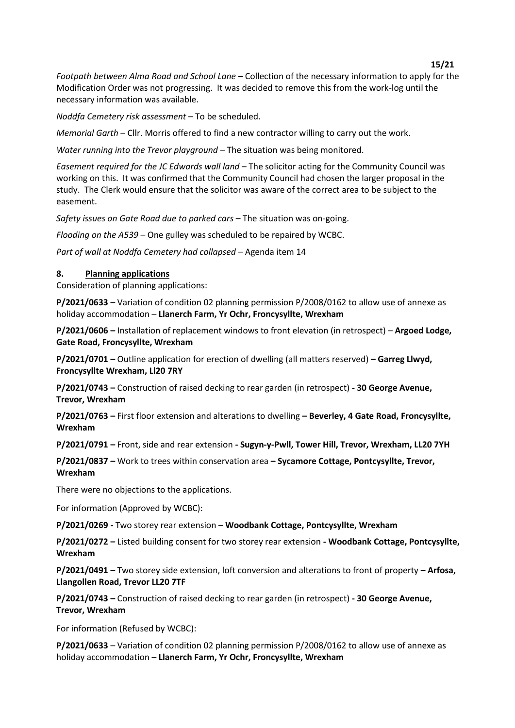*Footpath between Alma Road and School Lane* – Collection of the necessary information to apply for the Modification Order was not progressing. It was decided to remove this from the work-log until the necessary information was available.

*Noddfa Cemetery risk assessment* – To be scheduled.

*Memorial Garth* – Cllr. Morris offered to find a new contractor willing to carry out the work.

*Water running into the Trevor playground* – The situation was being monitored.

*Easement required for the JC Edwards wall land* – The solicitor acting for the Community Council was working on this. It was confirmed that the Community Council had chosen the larger proposal in the study. The Clerk would ensure that the solicitor was aware of the correct area to be subject to the easement.

*Safety issues on Gate Road due to parked cars* – The situation was on-going.

*Flooding on the A539* – One gulley was scheduled to be repaired by WCBC.

*Part of wall at Noddfa Cemetery had collapsed* – Agenda item 14

## 8. Planning applications

Consideration of planning applications:

**P/2021/0633** – Variation of condition 02 planning permission P/2008/0162 to allow use of annexe as holiday accommodation – **Llanerch Farm, Yr Ochr, Froncysyllte, Wrexham**

**P/2021/0606 –** Installation of replacement windows to front elevation (in retrospect) – **Argoed Lodge, Gate Road, Froncysyllte, Wrexham**

**P/2021/0701 –** Outline application for erection of dwelling (all matters reserved) **– Garreg Llwyd, Froncysyllte Wrexham, Ll20 7RY**

**P/2021/0743 –** Construction of raised decking to rear garden (in retrospect) **- 30 George Avenue, Trevor, Wrexham**

**P/2021/0763 –** First floor extension and alterations to dwelling **– Beverley, 4 Gate Road, Froncysyllte, Wrexham**

**P/2021/0791 –** Front, side and rear extension **- Sugyn-y-Pwll, Tower Hill, Trevor, Wrexham, LL20 7YH**

**P/2021/0837 –** Work to trees within conservation area **– Sycamore Cottage, Pontcysyllte, Trevor, Wrexham**

There were no objections to the applications.

For information (Approved by WCBC):

**P/2021/0269 -** Two storey rear extension – **Woodbank Cottage, Pontcysyllte, Wrexham**

**P/2021/0272 –** Listed building consent for two storey rear extension **- Woodbank Cottage, Pontcysyllte, Wrexham**

**P/2021/0491** – Two storey side extension, loft conversion and alterations to front of property – **Arfosa, Llangollen Road, Trevor LL20 7TF**

**P/2021/0743 –** Construction of raised decking to rear garden (in retrospect) **- 30 George Avenue, Trevor, Wrexham**

For information (Refused by WCBC):

**P/2021/0633** – Variation of condition 02 planning permission P/2008/0162 to allow use of annexe as holiday accommodation – **Llanerch Farm, Yr Ochr, Froncysyllte, Wrexham**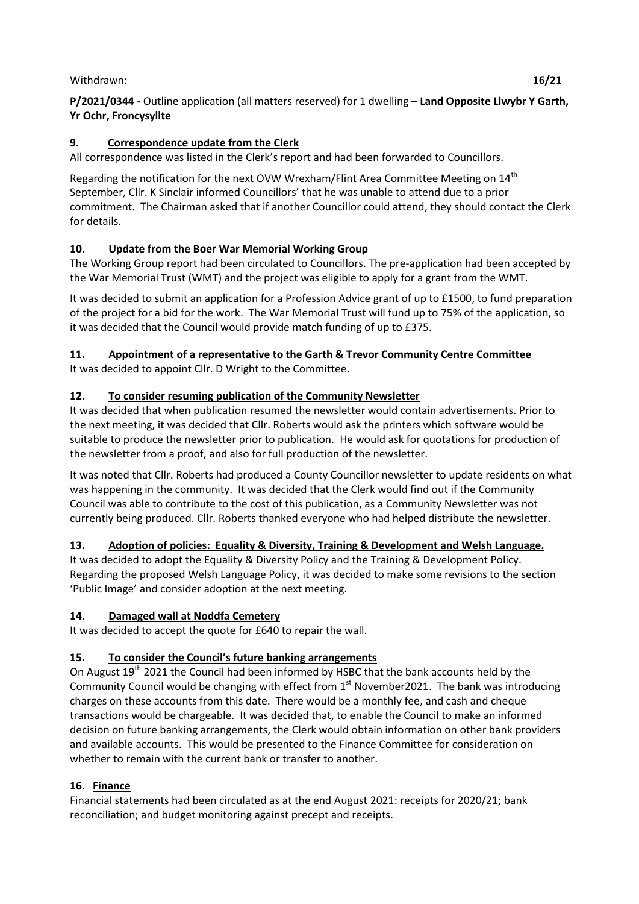Withdrawn: **16/21**

**P/2021/0344 -** Outline application (all matters reserved) for 1 dwelling **– Land Opposite Llwybr Y Garth, Yr Ochr, Froncysyllte**

## 9. Correspondence update from the Clerk

All correspondence was listed in the Clerk's report and had been forwarded to Councillors.

Regarding the notification for the next OVW Wrexham/Flint Area Committee Meeting on 14th September, Cllr. K Sinclair informed Councillors' that he was unable to attend due to a prior commitment. The Chairman asked that if another Councillor could attend, they should contact the Clerk for details.

## 10. Update from the Boer War Memorial Working Group

The Working Group report had been circulated to Councillors. The pre-application had been accepted by the War Memorial Trust (WMT) and the project was eligible to apply for a grant from the WMT.

It was decided to submit an application for a Profession Advice grant of up to £1500, to fund preparation of the project for a bid for the work. The War Memorial Trust will fund up to 75% of the application, so it was decided that the Council would provide match funding of up to £375.

## 11. Appointment of a representative to the Garth & Trevor Community Centre Committee

It was decided to appoint Cllr. D Wright to the Committee.

## 12. To consider resuming publication of the Community Newsletter

It was decided that when publication resumed the newsletter would contain advertisements. Prior to the next meeting, it was decided that Cllr. Roberts would ask the printers which software would be suitable to produce the newsletter prior to publication. He would ask for quotations for production of the newsletter from a proof, and also for full production of the newsletter.

It was noted that Cllr. Roberts had produced a County Councillor newsletter to update residents on what was happening in the community. It was decided that the Clerk would find out if the Community Council was able to contribute to the cost of this publication, as a Community Newsletter was not currently being produced. Cllr. Roberts thanked everyone who had helped distribute the newsletter.

## 13. Adoption of policies: Equality & Diversity, Training & Development and Welsh Language.

It was decided to adopt the Equality & Diversity Policy and the Training & Development Policy. Regarding the proposed Welsh Language Policy, it was decided to make some revisions to the section 'Public Image' and consider adoption at the next meeting.

## 14. Damaged wall at Noddfa Cemetery

It was decided to accept the quote for £640 to repair the wall.

## 15. To consider the Council's future banking arrangements

On August 19th 2021 the Council had been informed by HSBC that the bank accounts held by the Community Council would be changing with effect from 1st November2021. The bank was introducing charges on these accounts from this date. There would be a monthly fee, and cash and cheque transactions would be chargeable. It was decided that, to enable the Council to make an informed decision on future banking arrangements, the Clerk would obtain information on other bank providers and available accounts. This would be presented to the Finance Committee for consideration on whether to remain with the current bank or transfer to another.

## 16. Finance

Financial statements had been circulated as at the end August 2021: receipts for 2020/21; bank reconciliation; and budget monitoring against precept and receipts.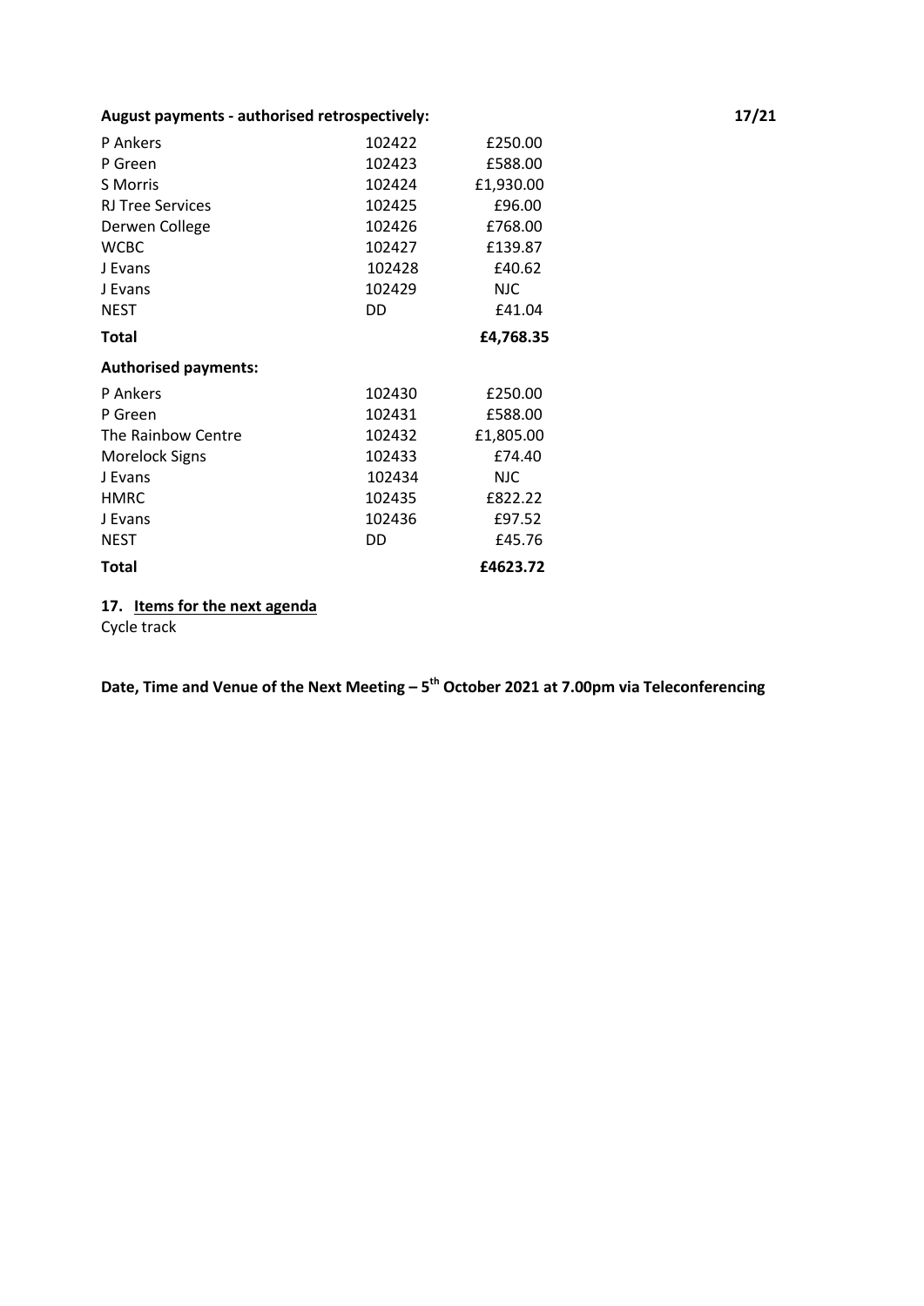**August payments - authorised retrospectively:** **17/21**

| | | |
|---|---|---|
| P Ankers | 102422 | £250.00 |
| P Green | 102423 | £588.00 |
| S Morris | 102424 | £1,930.00 |
| RJ Tree Services | 102425 | £96.00 |
| Derwen College | 102426 | £768.00 |
| WCBC | 102427 | £139.87 |
| J Evans | 102428 | £40.62 |
| J Evans | 102429 | NJC |
| NEST | DD | £41.04 |
| **Total** | | **£4,768.35** |

**Authorised payments:**

| | | |
|---|---|---|
| P Ankers | 102430 | £250.00 |
| P Green | 102431 | £588.00 |
| The Rainbow Centre | 102432 | £1,805.00 |
| Morelock Signs | 102433 | £74.40 |
| J Evans | 102434 | NJC |
| HMRC | 102435 | £822.22 |
| J Evans | 102436 | £97.52 |
| NEST | DD | £45.76 |
| **Total** | | **£4623.72** |

**17. <u>Items for the next agenda</u>**

Cycle track

**Date, Time and Venue of the Next Meeting – 5th October 2021 at 7.00pm via Teleconferencing**